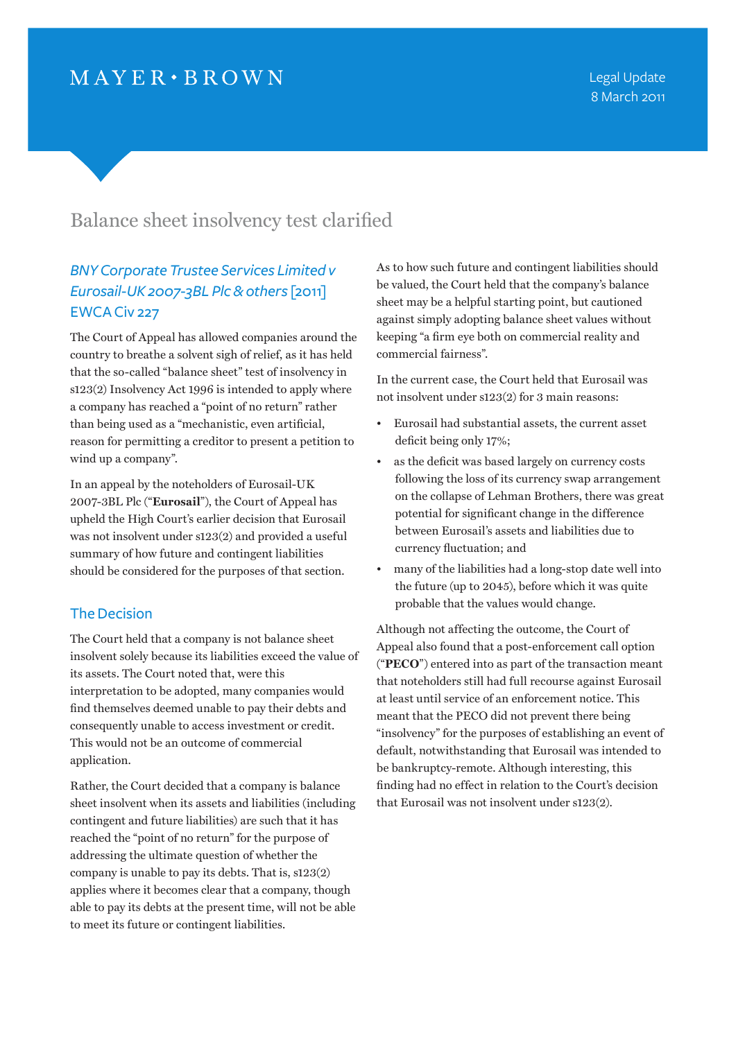MAYER • BROWN

Legal Update
8 March 2011

# Balance sheet insolvency test clarified

## *BNY Corporate Trustee Services Limited v Eurosail-UK 2007-3BL Plc & others* [2011] EWCA Civ 227

The Court of Appeal has allowed companies around the country to breathe a solvent sigh of relief, as it has held that the so-called "balance sheet" test of insolvency in s123(2) Insolvency Act 1996 is intended to apply where a company has reached a "point of no return" rather than being used as a "mechanistic, even artificial, reason for permitting a creditor to present a petition to wind up a company".

In an appeal by the noteholders of Eurosail-UK 2007-3BL Plc ("**Eurosail**"), the Court of Appeal has upheld the High Court's earlier decision that Eurosail was not insolvent under s123(2) and provided a useful summary of how future and contingent liabilities should be considered for the purposes of that section.

## The Decision

The Court held that a company is not balance sheet insolvent solely because its liabilities exceed the value of its assets. The Court noted that, were this interpretation to be adopted, many companies would find themselves deemed unable to pay their debts and consequently unable to access investment or credit. This would not be an outcome of commercial application.

Rather, the Court decided that a company is balance sheet insolvent when its assets and liabilities (including contingent and future liabilities) are such that it has reached the "point of no return" for the purpose of addressing the ultimate question of whether the company is unable to pay its debts. That is, s123(2) applies where it becomes clear that a company, though able to pay its debts at the present time, will not be able to meet its future or contingent liabilities.

As to how such future and contingent liabilities should be valued, the Court held that the company's balance sheet may be a helpful starting point, but cautioned against simply adopting balance sheet values without keeping "a firm eye both on commercial reality and commercial fairness".

In the current case, the Court held that Eurosail was not insolvent under s123(2) for 3 main reasons:

- Eurosail had substantial assets, the current asset deficit being only 17%;
- as the deficit was based largely on currency costs following the loss of its currency swap arrangement on the collapse of Lehman Brothers, there was great potential for significant change in the difference between Eurosail's assets and liabilities due to currency fluctuation; and
- many of the liabilities had a long-stop date well into the future (up to 2045), before which it was quite probable that the values would change.

Although not affecting the outcome, the Court of Appeal also found that a post-enforcement call option ("**PECO**") entered into as part of the transaction meant that noteholders still had full recourse against Eurosail at least until service of an enforcement notice. This meant that the PECO did not prevent there being "insolvency" for the purposes of establishing an event of default, notwithstanding that Eurosail was intended to be bankruptcy-remote. Although interesting, this finding had no effect in relation to the Court's decision that Eurosail was not insolvent under s123(2).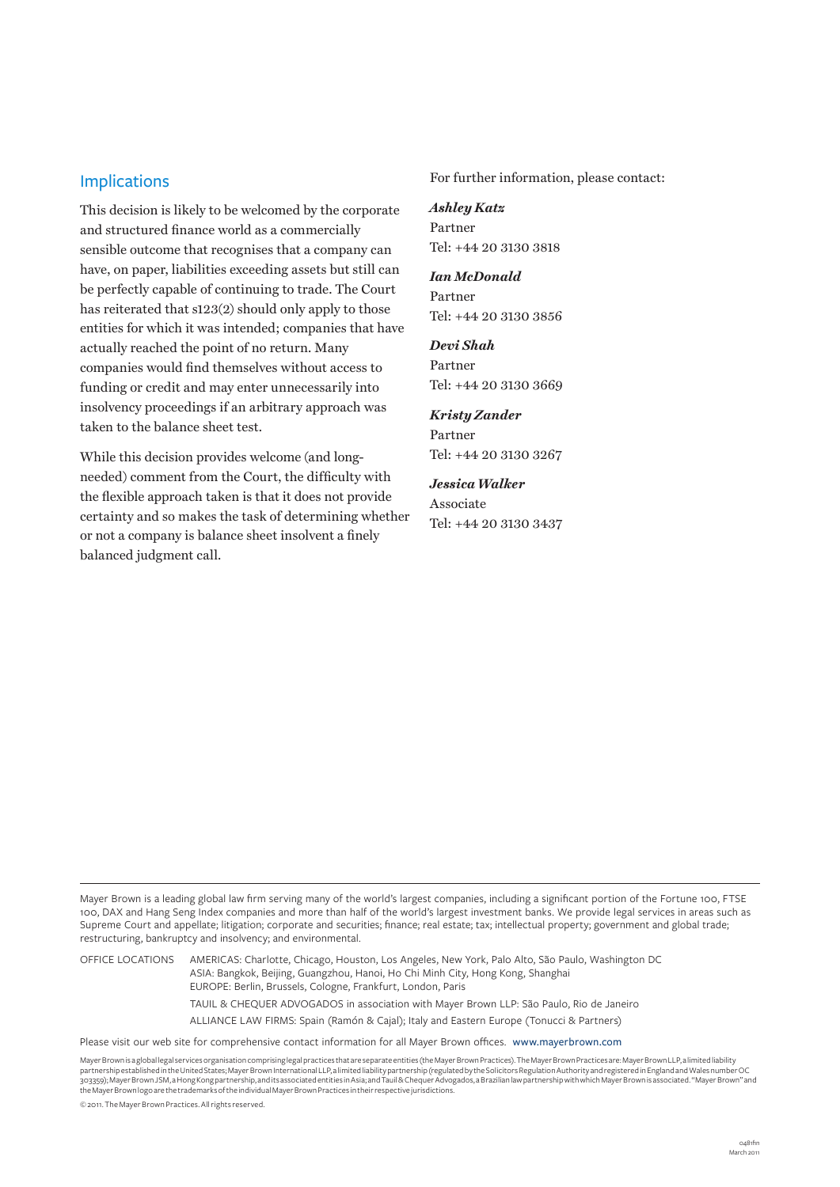## Implications

This decision is likely to be welcomed by the corporate and structured finance world as a commercially sensible outcome that recognises that a company can have, on paper, liabilities exceeding assets but still can be perfectly capable of continuing to trade. The Court has reiterated that s123(2) should only apply to those entities for which it was intended; companies that have actually reached the point of no return. Many companies would find themselves without access to funding or credit and may enter unnecessarily into insolvency proceedings if an arbitrary approach was taken to the balance sheet test.

While this decision provides welcome (and long-needed) comment from the Court, the difficulty with the flexible approach taken is that it does not provide certainty and so makes the task of determining whether or not a company is balance sheet insolvent a finely balanced judgment call.

For further information, please contact:

***Ashley Katz***
Partner
Tel: +44 20 3130 3818

***Ian McDonald***
Partner
Tel: +44 20 3130 3856

***Devi Shah***
Partner
Tel: +44 20 3130 3669

***Kristy Zander***
Partner
Tel: +44 20 3130 3267

***Jessica Walker***
Associate
Tel: +44 20 3130 3437

---

Mayer Brown is a leading global law firm serving many of the world's largest companies, including a significant portion of the Fortune 100, FTSE 100, DAX and Hang Seng Index companies and more than half of the world's largest investment banks. We provide legal services in areas such as Supreme Court and appellate; litigation; corporate and securities; finance; real estate; tax; intellectual property; government and global trade; restructuring, bankruptcy and insolvency; and environmental.

OFFICE LOCATIONS AMERICAS: Charlotte, Chicago, Houston, Los Angeles, New York, Palo Alto, São Paulo, Washington DC
ASIA: Bangkok, Beijing, Guangzhou, Hanoi, Ho Chi Minh City, Hong Kong, Shanghai
EUROPE: Berlin, Brussels, Cologne, Frankfurt, London, Paris

TAUIL & CHEQUER ADVOGADOS in association with Mayer Brown LLP: São Paulo, Rio de Janeiro

ALLIANCE LAW FIRMS: Spain (Ramón & Cajal); Italy and Eastern Europe (Tonucci & Partners)

Please visit our web site for comprehensive contact information for all Mayer Brown offices. www.mayerbrown.com

Mayer Brown is a global legal services organisation comprising legal practices that are separate entities (the Mayer Brown Practices). The Mayer Brown Practices are: Mayer Brown LLP, a limited liability partnership established in the United States; Mayer Brown International LLP, a limited liability partnership (regulated by the Solicitors Regulation Authority and registered in England and Wales number OC 303359); Mayer Brown JSM, a Hong Kong partnership, and its associated entities in Asia; and Tauil & Chequer Advogados, a Brazilian law partnership with which Mayer Brown is associated. "Mayer Brown" and the Mayer Brown logo are the trademarks of the individual Mayer Brown Practices in their respective jurisdictions.

© 2011. The Mayer Brown Practices. All rights reserved.

0481fin
March 2011